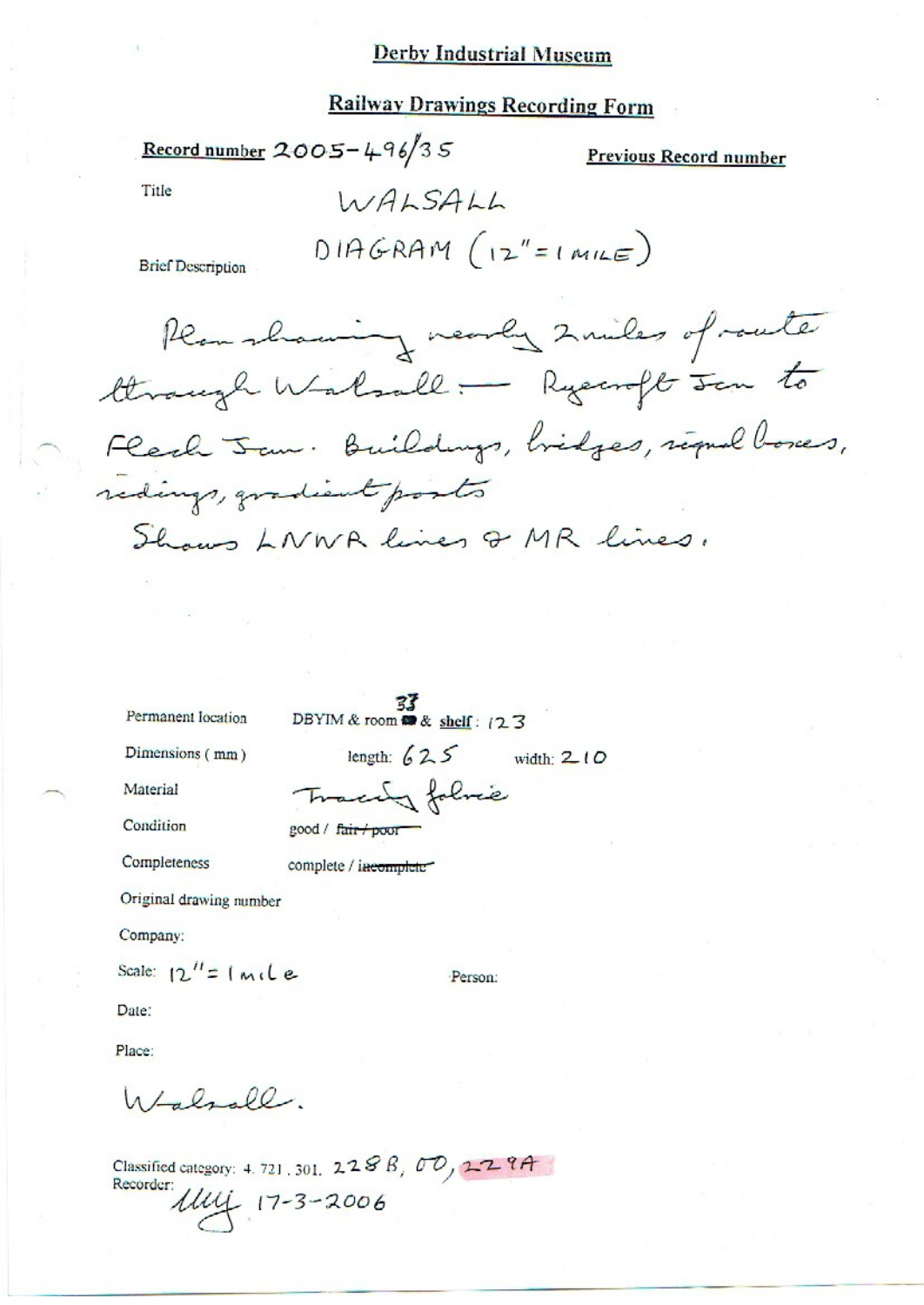# Derby Industrial Museum

## Railway Drawings Recording Form

**Record number** 2005-496/35

**Previous Record number**

Title

WALSALL

DIAGRAM (12" = 1 MILE)

Brief Description

Plan showing nearly 2 miles of route through Walsall — Ryecroft Jcn to Pleck Jcn. Buildings, bridges, signal boxes, sidings, gradient posts

Shows LNWR lines & MR lines.

Permanent location DBYIM & room 37 & shelf: 123

Dimensions (mm) length: 625 width: 210

Material Tracing fabric

Condition good / ~~fair / poor~~

Completeness complete / ~~incomplete~~

Original drawing number

Company:

Scale: 12" = 1 mile

Person:

Date:

Place:

Walsall.

Classified category: 4. 721. 301. 228B, 00, 229A

Recorder: MMJ 17-3-2006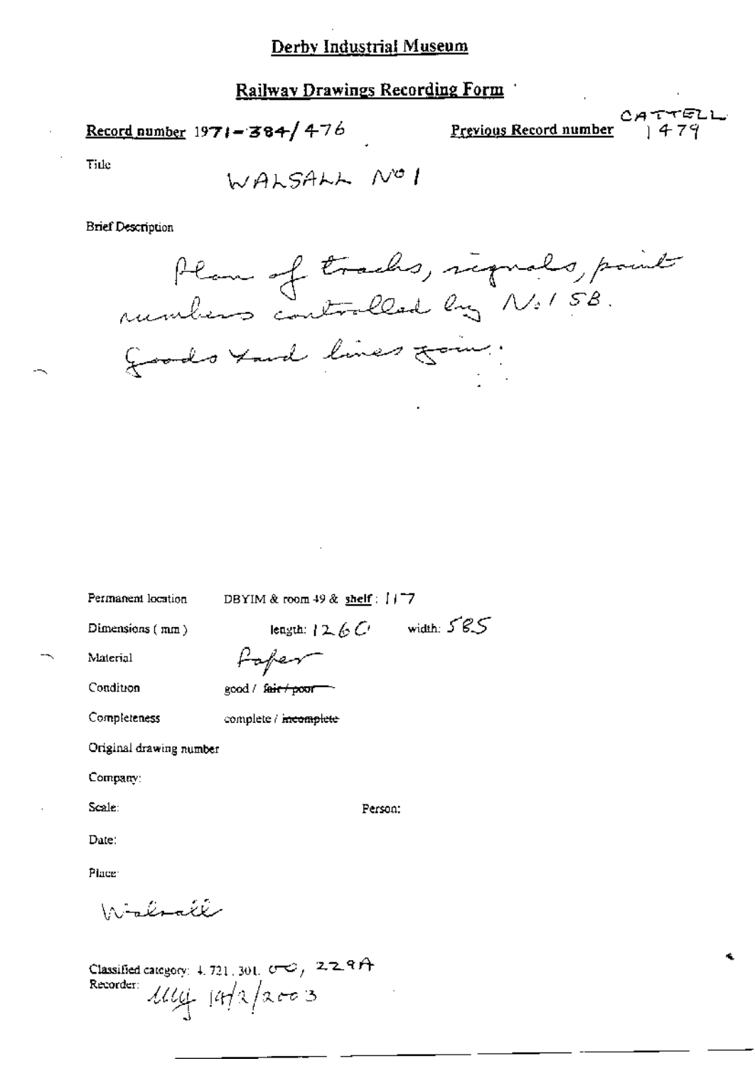## Derby Industrial Museum

## Railway Drawings Recording Form

**Record number** 1971-384/476

**Previous Record number** CATTELL 1479

Title

WALSALL No 1

Brief Description

Plan of tracks, signals, point numbers controlled by No. 1 SB. Goods Yard lines goin:

Permanent location DBYIM & room 49 & **shelf**: 117

Dimensions (mm) length: 1260 width: 585

Material Paper

Condition good / ~~fair / poor~~

Completeness complete / ~~incomplete~~

Original drawing number

Company:

Scale: Person:

Date:

Place:

Walsall

Classified category: 4.721.301. 000, 229A

Recorder: uuy 14/2/2003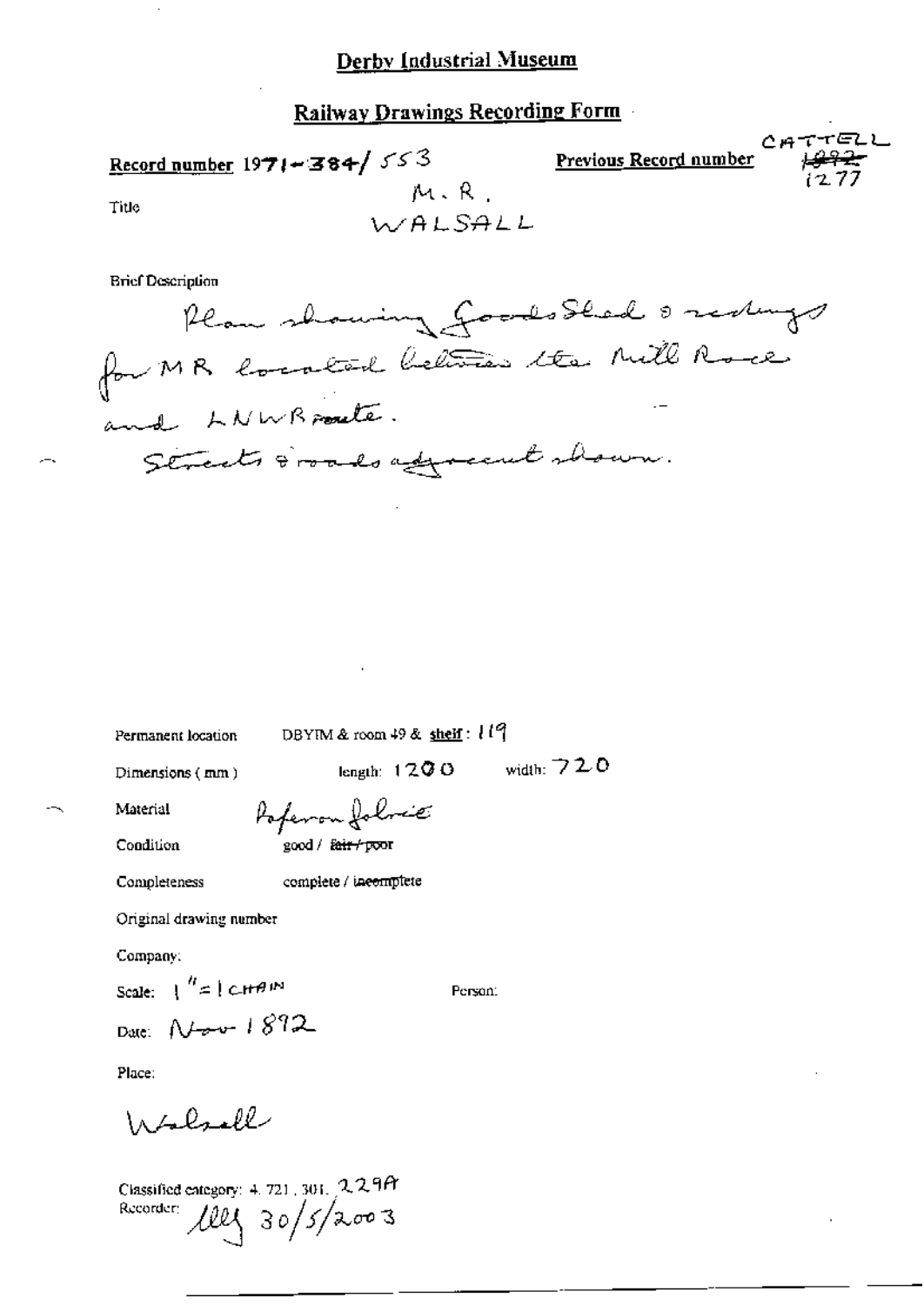# Derby Industrial Museum

## Railway Drawings Recording Form

**Record number** 1971-384/553

**Previous Record number** CATTELL ~~1092~~ 1277

Title

M.R.
WALSALL

Brief Description

Plan showing Goods Shed & sidings for MR located between the Mill Race and LNWR route.
Streets & roads adjacent shown.

Permanent location DBYIM & room 49 & shelf: 119

Dimensions (mm) length: 1200 width: 720

Material Paper on fabric

Condition good / ~~fair / poor~~

Completeness complete / ~~incomplete~~

Original drawing number

Company:

Scale: 1" = 1 CHAIN

Person:

Date: Nov 1892

Place:

Walsall

Classified category: 4. 721. 301. 229A

Recorder: lley 30/5/2003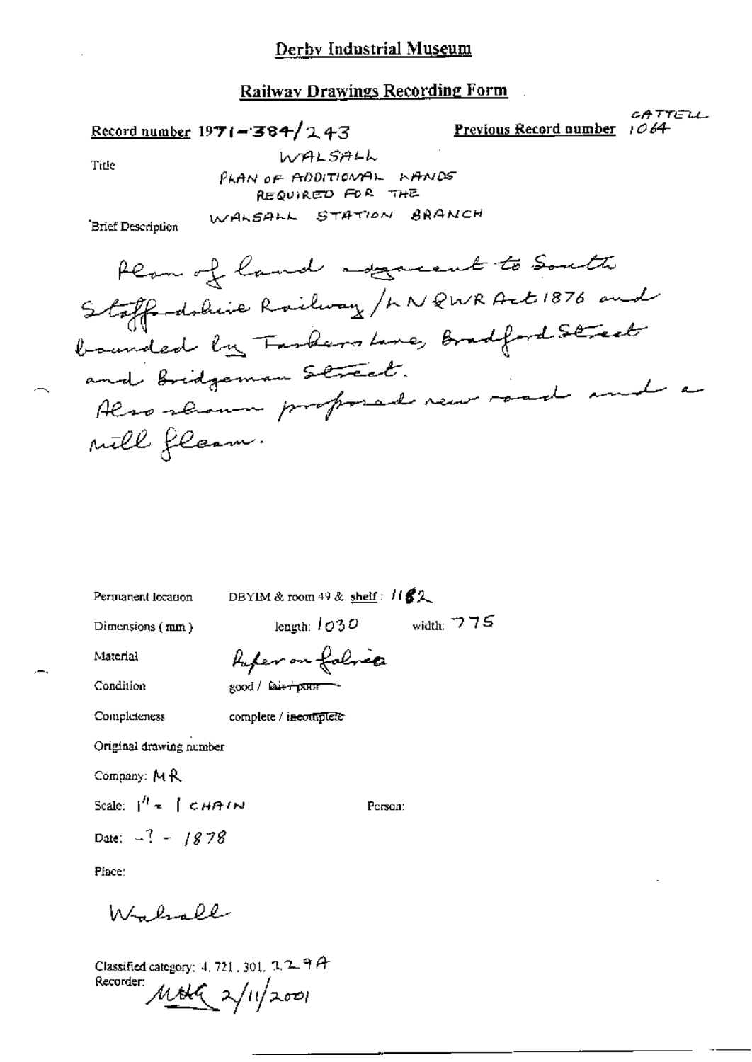# Derby Industrial Museum

## Railway Drawings Recording Form

Record number 1971-384/243

Previous Record number CATTELL 1064

Title

WALSALL
PLAN OF ADDITIONAL LANDS REQUIRED FOR THE WALSALL STATION BRANCH

Brief Description

Plan of land adjacent to South Staffordshire Railway/LNWR Act 1876 and bounded by Farlers Lane, Bradford Street and Bridgeman Street.
Also shown proposed new road and a mill fleam.

Permanent location DBYIM & room 49 & shelf: 1182

Dimensions (mm) length: 1030 width: 775

Material Paper on fabric

Condition good / ~~fair / poor~~

Completeness complete / ~~incomplete~~

Original drawing number

Company: MR

Scale: 1" = 1 CHAIN

Person:

Date: -? - 1878

Place:

Walsall

Classified category: 4. 721. 301. 229A

Recorder: MHG 2/11/2001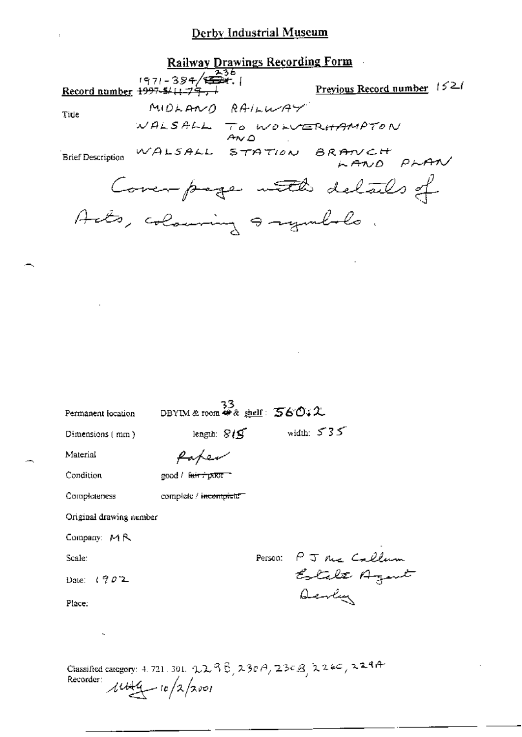## Derby Industrial Museum

### Railway Drawings Recording Form

**Record number** 1971-384/236.1 ~~1997-5/11-79.1~~

**Previous Record number** 1521

Title

MIDLAND RAILWAY
WALSALL TO WOLVERHAMPTON AND WALSALL STATION BRANCH LAND PLAN

Brief Description

Cover page with details of Acts, colouring & symbols.

Permanent location DBYIM & room 33 & shelf: 560:2

Dimensions (mm) length: 815 width: 535

Material Paper

Condition good / ~~fair / poor~~

Completeness complete / ~~incomplete~~

Original drawing number

Company: MR

Scale:

Person: P J Mc Callum Estate Agent Derby

Date: 1902

Place:

Classified category: 4. 721. 301. 229B, 230A, 230B, 226C, 229A

Recorder: MHG 10/2/2001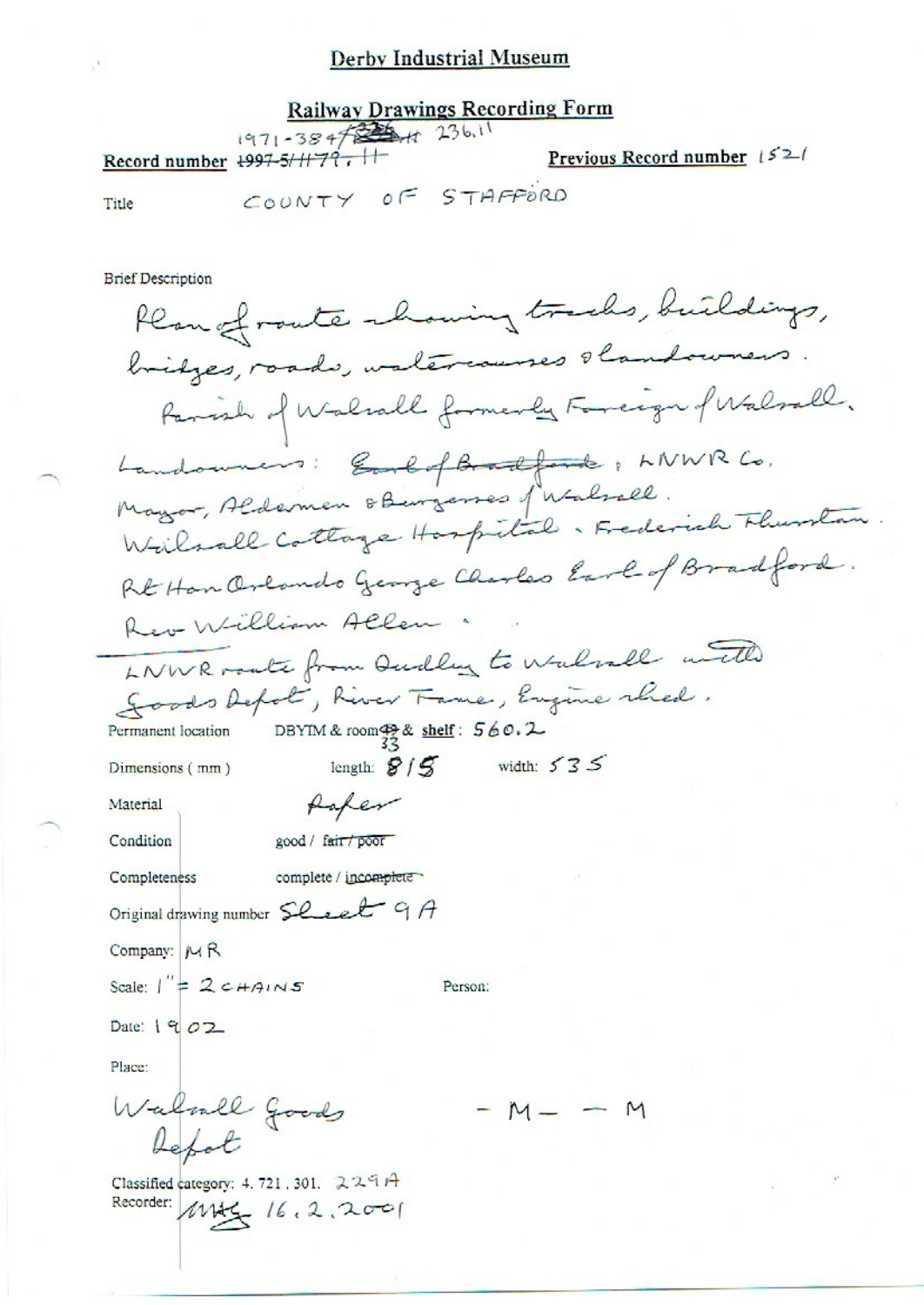# Derby Industrial Museum

## Railway Drawings Recording Form

Record number ~~1997-5/1179.11~~ 1971-384/~~226~~ 236.11

Previous Record number 1521

Title COUNTY OF STAFFORD

Brief Description

Plan of route showing tracks, buildings, bridges, roads, watercourses & landowners.

Parish of Walsall formerly Foreign of Walsall.

Landowners: ~~Earl of Bradford~~, LNWR Co. Mayor, Aldermen & Burgesses of Walsall. Walsall Cottage Hospital. Frederick Thurstan. Rt Hon Orlando George Charles Earl of Bradford. Rev William Allen.

---

LNWR route from Dudley to Walsall with Goods Depot, River Tame, Engine shed.

Permanent location DBYIM & room ~~49~~ 33 & shelf: 560.2

Dimensions (mm) length: 815 width: 535

Material Paper

Condition good / ~~fair / poor~~

Completeness complete / ~~incomplete~~

Original drawing number Sheet 9A

Company: MR

Scale: 1" = 2 CHAINS

Person:

Date: 1902

Place:

Walsall Goods Depot

-M- -M

Classified category: 4.721.301. 229A

Recorder: MHG 16.2.2001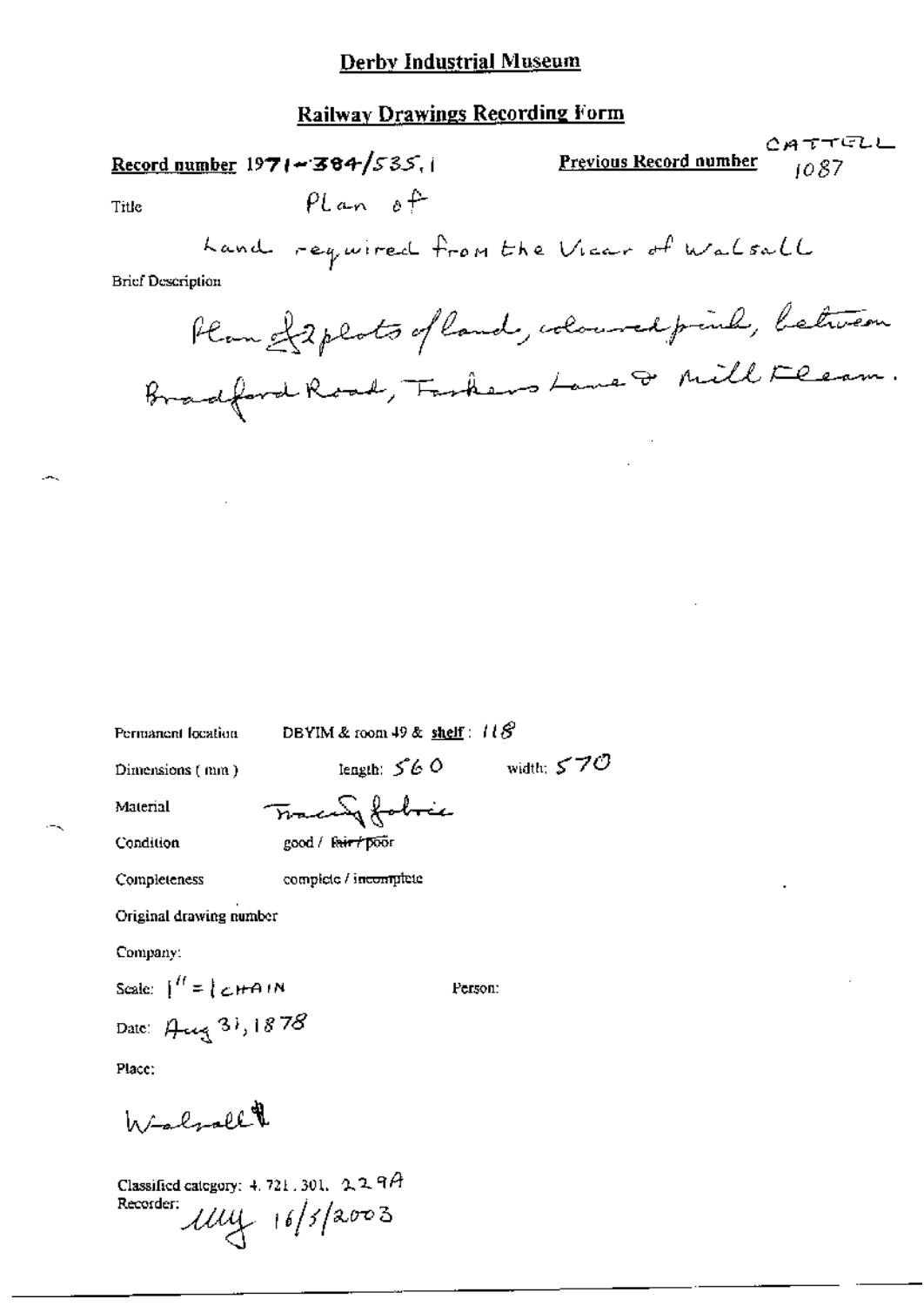# Derby Industrial Museum

## Railway Drawings Recording Form

**Record number** 1971-384/535.1

**Previous Record number** CATTELL 1087

Title: Plan of

Land required from the Vicar of Walsall

Brief Description

Plan of 2 plots of land, coloured pink, between Bradford Road, Tasker's Lane & Mill Fleam.

Permanent location: DBYIM & room 49 & **shelf**: 118

Dimensions (mm): length: 560 width: 570

Material: Tracing fabric

Condition: good / ~~fair / poor~~

Completeness: complete / ~~incomplete~~

Original drawing number

Company:

Scale: 1" = 1 CHAIN

Person:

Date: Aug 31, 1878

Place:

Walsall

Classified category: 4.721.301. 229A

Recorder: ully 16/5/2003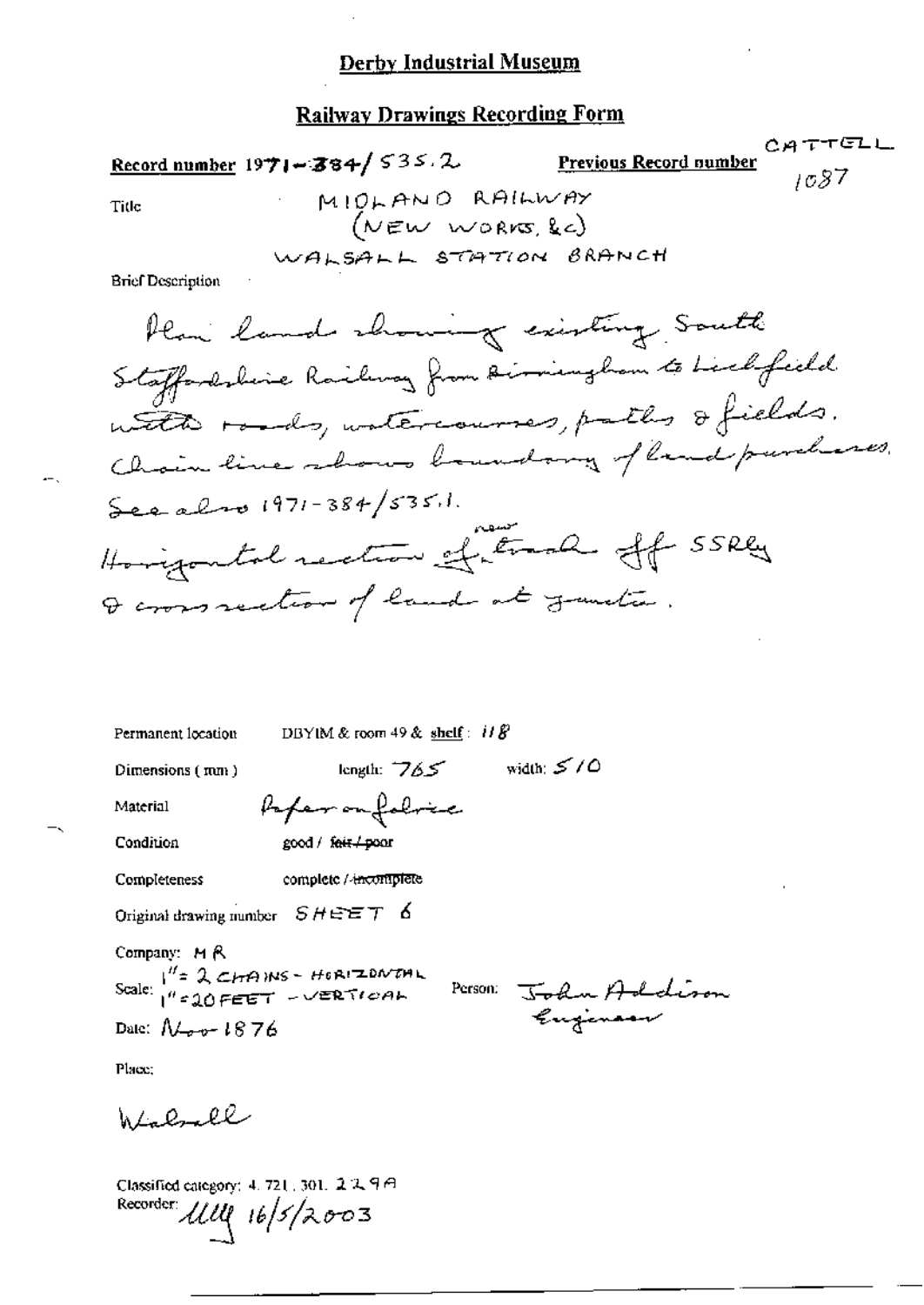# Derby Industrial Museum

## Railway Drawings Recording Form

**Record number** 1971-384/535.2 **Previous Record number** CATTELL 1087

Title MIDLAND RAILWAY (NEW WORKS, &c) WALSALL STATION BRANCH

Brief Description

Plan land showing existing South Staffordshire Railway from Birmingham to Lichfield with roads, watercourses, paths & fields. Chain line shows boundary of land purchases. See also 1971-384/535.1. Horizontal section of new track off SSRly & cross section of land at junction.

Permanent location DBYIM & room 49 & **shelf**: 118

Dimensions (mm) length: 765 width: 510

Material Paper on fabric

Condition good / ~~fair / poor~~

Completeness complete / ~~incomplete~~

Original drawing number SHEET 6

Company: MR

Scale: 1" = 2 CHAINS - HORIZONTAL 1" = 20 FEET - VERTICAL

Person: John Addison Engineer

Date: Nov 1876

Place:

Walsall

Classified category: 4. 721. 301. 229A

Recorder: [initials] 16/5/2003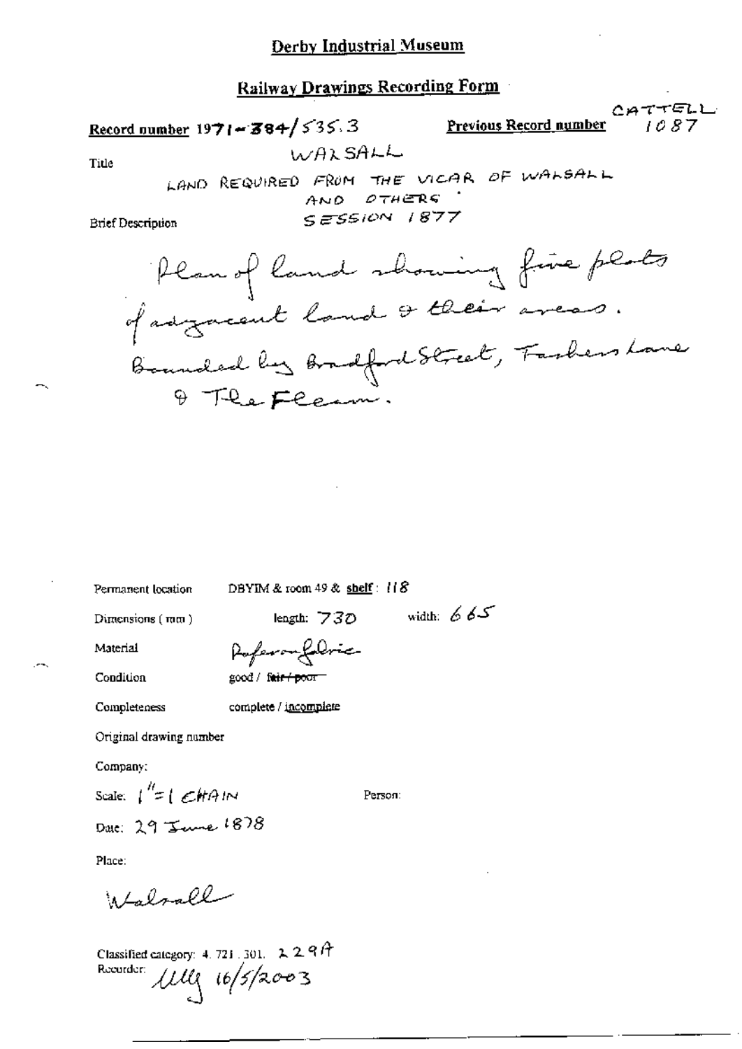# Derby Industrial Museum

## Railway Drawings Recording Form

**Record number** 1971-384/535.3

**Previous Record number** CATTELL 1087

Title

WALSALL

LAND REQUIRED FROM THE VICAR OF WALSALL AND OTHERS

SESSION 1877

Brief Description

Plan of land showing five plots of adjacent land & their areas. Bounded by Bradford Street, Tasker Lane & The Fleam.

Permanent location DBYIM & room 49 & shelf: 118

Dimensions (mm) length: 730 width: 665

Material Paper on fabric

Condition good / ~~fair / poor~~

Completeness complete / incomplete

Original drawing number

Company:

Scale: 1" = 1 CHAIN

Person:

Date: 29 June 1878

Place:

Walsall

Classified category: 4.721.301. 229A

Recorder: MG 16/5/2003